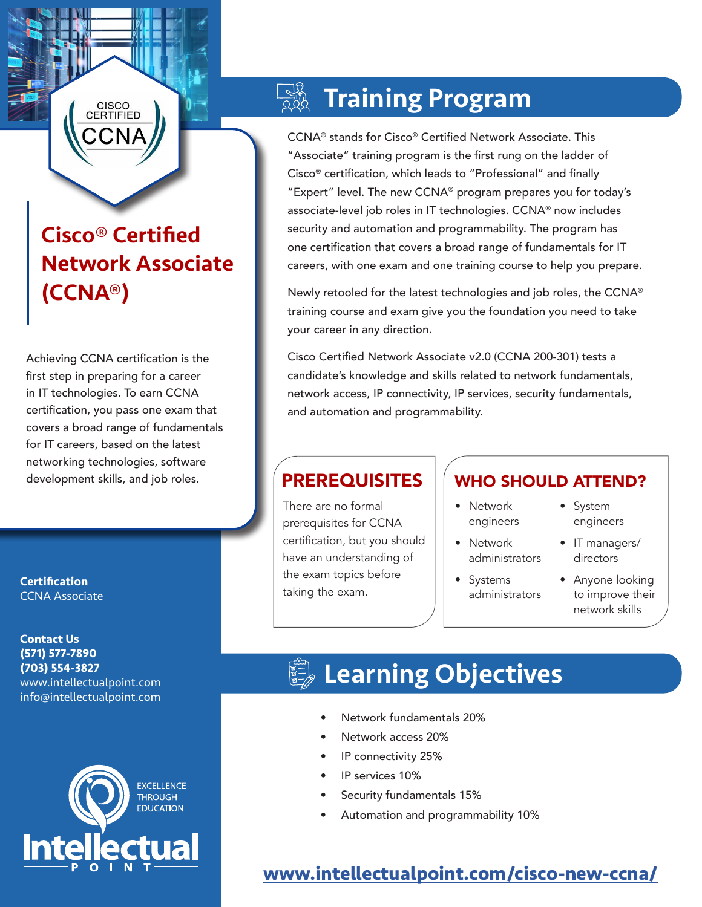# Cisco® Certified Network Associate (CCNA®)

Achieving CCNA certification is the first step in preparing for a career in IT technologies. To earn CCNA certification, you pass one exam that covers a broad range of fundamentals for IT careers, based on the latest networking technologies, software development skills, and job roles.

**Certification**
CCNA Associate

**Contact Us**
**(571) 577-7890**
**(703) 554-3827**
www.intellectualpoint.com
info@intellectualpoint.com

EXCELLENCE THROUGH EDUCATION

Intellectual POINT

## Training Program

CCNA® stands for Cisco® Certified Network Associate. This "Associate" training program is the first rung on the ladder of Cisco® certification, which leads to "Professional" and finally "Expert" level. The new CCNA® program prepares you for today's associate-level job roles in IT technologies. CCNA® now includes security and automation and programmability. The program has one certification that covers a broad range of fundamentals for IT careers, with one exam and one training course to help you prepare.

Newly retooled for the latest technologies and job roles, the CCNA® training course and exam give you the foundation you need to take your career in any direction.

Cisco Certified Network Associate v2.0 (CCNA 200-301) tests a candidate's knowledge and skills related to network fundamentals, network access, IP connectivity, IP services, security fundamentals, and automation and programmability.

### PREREQUISITES

There are no formal prerequisites for CCNA certification, but you should have an understanding of the exam topics before taking the exam.

### WHO SHOULD ATTEND?

- Network engineers
- Network administrators
- Systems administrators
- System engineers
- IT managers/ directors
- Anyone looking to improve their network skills

## Learning Objectives

- Network fundamentals 20%
- Network access 20%
- IP connectivity 25%
- IP services 10%
- Security fundamentals 15%
- Automation and programmability 10%

**www.intellectualpoint.com/cisco-new-ccna/**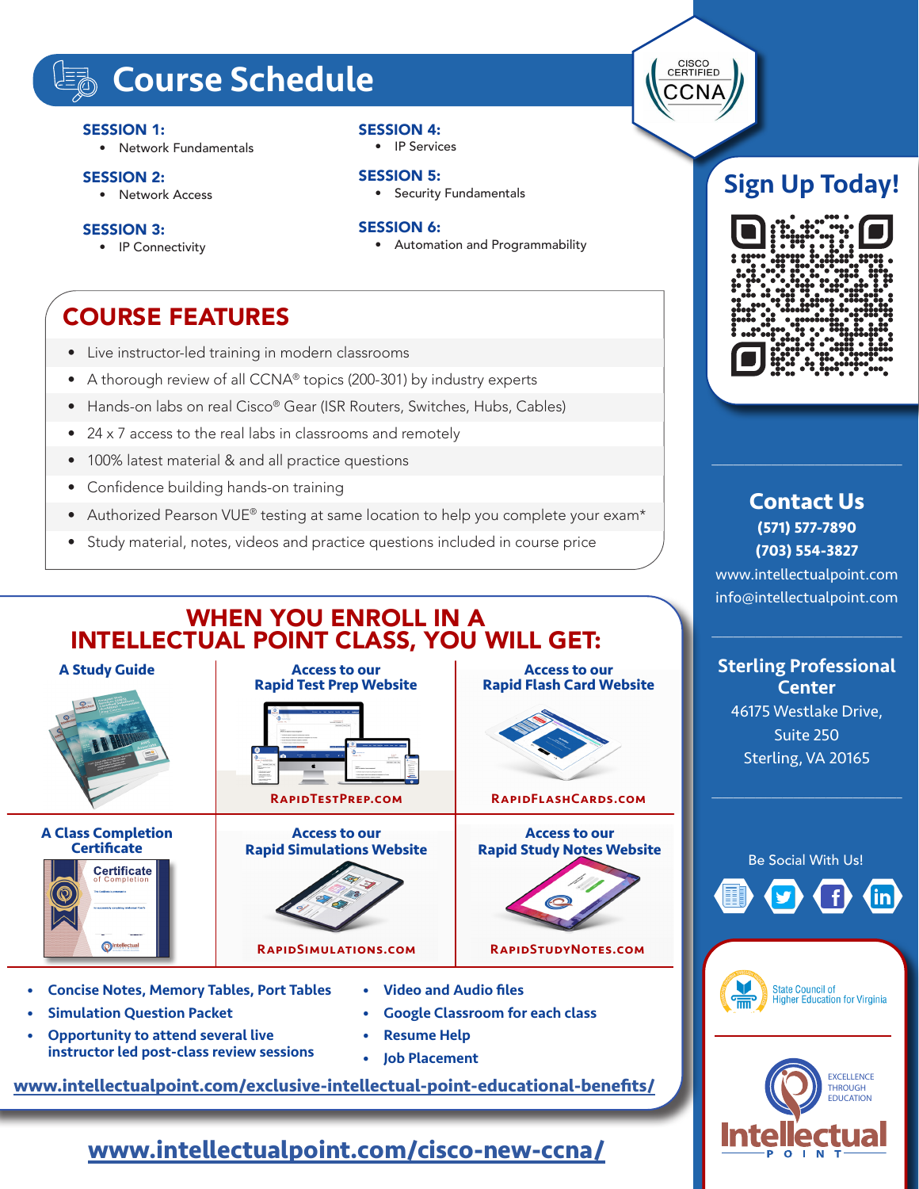# Course Schedule

**SESSION 1:**
- Network Fundamentals

**SESSION 2:**
- Network Access

**SESSION 3:**
- IP Connectivity

**SESSION 4:**
- IP Services

**SESSION 5:**
- Security Fundamentals

**SESSION 6:**
- Automation and Programmability

CISCO CERTIFIED CCNA

## COURSE FEATURES

- Live instructor-led training in modern classrooms
- A thorough review of all CCNA® topics (200-301) by industry experts
- Hands-on labs on real Cisco® Gear (ISR Routers, Switches, Hubs, Cables)
- 24 x 7 access to the real labs in classrooms and remotely
- 100% latest material & and all practice questions
- Confidence building hands-on training
- Authorized Pearson VUE® testing at same location to help you complete your exam*
- Study material, notes, videos and practice questions included in course price

## WHEN YOU ENROLL IN A INTELLECTUAL POINT CLASS, YOU WILL GET:

| | | |
|---|---|---|
| **A Study Guide** | **Access to our Rapid Test Prep Website** RAPIDTESTPREP.COM | **Access to our Rapid Flash Card Website** RAPIDFLASHCARDS.COM |
| **A Class Completion Certificate** | **Access to our Rapid Simulations Website** RAPIDSIMULATIONS.COM | **Access to our Rapid Study Notes Website** RAPIDSTUDYNOTES.COM |

- **Concise Notes, Memory Tables, Port Tables**
- **Simulation Question Packet**
- **Opportunity to attend several live instructor led post-class review sessions**
- **Video and Audio files**
- **Google Classroom for each class**
- **Resume Help**
- **Job Placement**

**www.intellectualpoint.com/exclusive-intellectual-point-educational-benefits/**

**www.intellectualpoint.com/cisco-new-ccna/**

## Sign Up Today!

## Contact Us

**(571) 577-7890**
**(703) 554-3827**
www.intellectualpoint.com
info@intellectualpoint.com

## Sterling Professional Center

46175 Westlake Drive,
Suite 250
Sterling, VA 20165

Be Social With Us!

State Council of Higher Education for Virginia

Intellectual Point — EXCELLENCE THROUGH EDUCATION